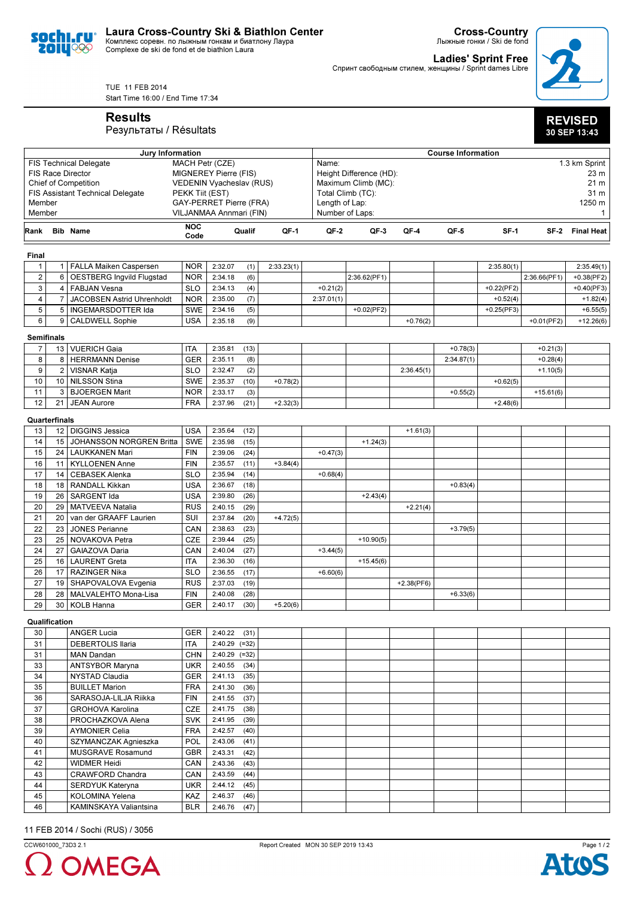# Laura Cross-Country Ski & Biathlon Center

Комплекс соревн. по лыжным гонкам и биатлону Лаура
Complexe de ski de fond et de biathlon Laura

**Cross-Country**
Лыжные гонки / Ski de fond

**Ladies' Sprint Free**
Спринт свободным стилем, женщины / Sprint dames Libre

TUE 11 FEB 2014
Start Time 16:00 / End Time 17:34

## Results
Результаты / Résultats

**REVISED**
**30 SEP 13:43**

| Jury Information | | Course Information | |
|---|---|---|---|
| FIS Technical Delegate | MACH Petr (CZE) | Name: | 1.3 km Sprint |
| FIS Race Director | MIGNEREY Pierre (FIS) | Height Difference (HD): | 23 m |
| Chief of Competition | VEDENIN Vyacheslav (RUS) | Maximum Climb (MC): | 21 m |
| FIS Assistant Technical Delegate | PEKK Tiit (EST) | Total Climb (TC): | 31 m |
| Member | GAY-PERRET Pierre (FRA) | Length of Lap: | 1250 m |
| Member | VILJANMAA Annmari (FIN) | Number of Laps: | 1 |

| Rank | Bib | Name | NOC Code | Qualif | | QF-1 | QF-2 | QF-3 | QF-4 | QF-5 | SF-1 | SF-2 | Final Heat |
|---|---|---|---|---|---|---|---|---|---|---|---|---|---|
| **Final** | | | | | | | | | | | | | |
| 1 | 1 | FALLA Maiken Caspersen | NOR | 2:32.07 | (1) | 2:33.23(1) | | | | | 2:35.80(1) | | 2:35.49(1) |
| 2 | 6 | OESTBERG Ingvild Flugstad | NOR | 2:34.18 | (6) | | | 2:36.62(PF1) | | | | 2:36.66(PF1) | +0.38(PF2) |
| 3 | 4 | FABJAN Vesna | SLO | 2:34.13 | (4) | | +0.21(2) | | | | +0.22(PF2) | | +0.40(PF3) |
| 4 | 7 | JACOBSEN Astrid Uhrenholdt | NOR | 2:35.00 | (7) | | 2:37.01(1) | | | | +0.52(4) | | +1.82(4) |
| 5 | 5 | INGEMARSDOTTER Ida | SWE | 2:34.16 | (5) | | | +0.02(PF2) | | | +0.25(PF3) | | +6.55(5) |
| 6 | 9 | CALDWELL Sophie | USA | 2:35.18 | (9) | | | | +0.76(2) | | | +0.01(PF2) | +12.26(6) |
| **Semifinals** | | | | | | | | | | | | | |
| 7 | 13 | VUERICH Gaia | ITA | 2:35.81 | (13) | | | | | +0.78(3) | | +0.21(3) | |
| 8 | 8 | HERRMANN Denise | GER | 2:35.11 | (8) | | | | | 2:34.87(1) | | +0.28(4) | |
| 9 | 2 | VISNAR Katja | SLO | 2:32.47 | (2) | | | | 2:36.45(1) | | | +1.10(5) | |
| 10 | 10 | NILSSON Stina | SWE | 2:35.37 | (10) | +0.78(2) | | | | | +0.62(5) | | |
| 11 | 3 | BJOERGEN Marit | NOR | 2:33.17 | (3) | | | | | +0.55(2) | | +15.61(6) | |
| 12 | 21 | JEAN Aurore | FRA | 2:37.96 | (21) | +2.32(3) | | | | | +2.48(6) | | |
| **Quarterfinals** | | | | | | | | | | | | | |
| 13 | 12 | DIGGINS Jessica | USA | 2:35.64 | (12) | | | | +1.61(3) | | | | |
| 14 | 15 | JOHANSSON NORGREN Britta | SWE | 2:35.98 | (15) | | | +1.24(3) | | | | | |
| 15 | 24 | LAUKKANEN Mari | FIN | 2:39.06 | (24) | | +0.47(3) | | | | | | |
| 16 | 11 | KYLLOENEN Anne | FIN | 2:35.57 | (11) | +3.84(4) | | | | | | | |
| 17 | 14 | CEBASEK Alenka | SLO | 2:35.94 | (14) | | +0.68(4) | | | | | | |
| 18 | 18 | RANDALL Kikkan | USA | 2:36.67 | (18) | | | | | +0.83(4) | | | |
| 19 | 26 | SARGENT Ida | USA | 2:39.80 | (26) | | | +2.43(4) | | | | | |
| 20 | 29 | MATVEEVA Natalia | RUS | 2:40.15 | (29) | | | | +2.21(4) | | | | |
| 21 | 20 | van der GRAAFF Laurien | SUI | 2:37.84 | (20) | +4.72(5) | | | | | | | |
| 22 | 23 | JONES Perianne | CAN | 2:38.63 | (23) | | | | | +3.79(5) | | | |
| 23 | 25 | NOVAKOVA Petra | CZE | 2:39.44 | (25) | | | +10.90(5) | | | | | |
| 24 | 27 | GAIAZOVA Daria | CAN | 2:40.04 | (27) | | +3.44(5) | | | | | | |
| 25 | 16 | LAURENT Greta | ITA | 2:36.30 | (16) | | | +15.45(6) | | | | | |
| 26 | 17 | RAZINGER Nika | SLO | 2:36.55 | (17) | | +6.60(6) | | | | | | |
| 27 | 19 | SHAPOVALOVA Evgenia | RUS | 2:37.03 | (19) | | | | +2.38(PF6) | | | | |
| 28 | 28 | MALVALEHTO Mona-Lisa | FIN | 2:40.08 | (28) | | | | | +6.33(6) | | | |
| 29 | 30 | KOLB Hanna | GER | 2:40.17 | (30) | +5.20(6) | | | | | | | |
| **Qualification** | | | | | | | | | | | | | |
| 30 | | ANGER Lucia | GER | 2:40.22 | (31) | | | | | | | | |
| 31 | | DEBERTOLIS Ilaria | ITA | 2:40.29 | (=32) | | | | | | | | |
| 31 | | MAN Dandan | CHN | 2:40.29 | (=32) | | | | | | | | |
| 33 | | ANTSYBOR Maryna | UKR | 2:40.55 | (34) | | | | | | | | |
| 34 | | NYSTAD Claudia | GER | 2:41.13 | (35) | | | | | | | | |
| 35 | | BUILLET Marion | FRA | 2:41.30 | (36) | | | | | | | | |
| 36 | | SARASOJA-LILJA Riikka | FIN | 2:41.55 | (37) | | | | | | | | |
| 37 | | GROHOVA Karolina | CZE | 2:41.75 | (38) | | | | | | | | |
| 38 | | PROCHAZKOVA Alena | SVK | 2:41.95 | (39) | | | | | | | | |
| 39 | | AYMONIER Celia | FRA | 2:42.57 | (40) | | | | | | | | |
| 40 | | SZYMANCZAK Agnieszka | POL | 2:43.06 | (41) | | | | | | | | |
| 41 | | MUSGRAVE Rosamund | GBR | 2:43.31 | (42) | | | | | | | | |
| 42 | | WIDMER Heidi | CAN | 2:43.36 | (43) | | | | | | | | |
| 43 | | CRAWFORD Chandra | CAN | 2:43.59 | (44) | | | | | | | | |
| 44 | | SERDYUK Kateryna | UKR | 2:44.12 | (45) | | | | | | | | |
| 45 | | KOLOMINA Yelena | KAZ | 2:46.37 | (46) | | | | | | | | |
| 46 | | KAMINSKAYA Valiantsina | BLR | 2:46.76 | (47) | | | | | | | | |

11 FEB 2014 / Sochi (RUS) / 3056

CCW601000_73D3 2.1 Report Created MON 30 SEP 2019 13:43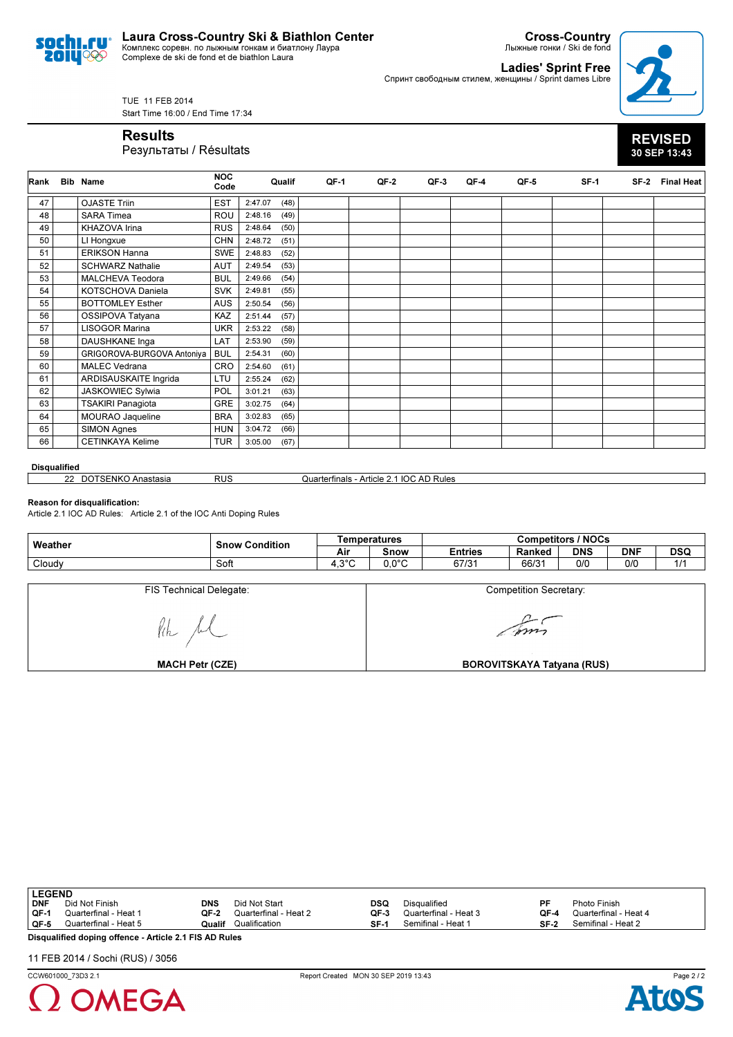**Laura Cross-Country Ski & Biathlon Center**
Комплекс соревн. по лыжным гонкам и биатлону Лаура
Complexe de ski de fond et de biathlon Laura

**Cross-Country**
Лыжные гонки / Ski de fond

**Ladies' Sprint Free**
Спринт свободным стилем, женщины / Sprint dames Libre

TUE 11 FEB 2014
Start Time 16:00 / End Time 17:34

## Results
Результаты / Résultats

**REVISED**
**30 SEP 13:43**

| Rank | Bib | Name | NOC Code | Qualif | | QF-1 | QF-2 | QF-3 | QF-4 | QF-5 | SF-1 | SF-2 | Final Heat |
|---|---|---|---|---|---|---|---|---|---|---|---|---|---|
| 47 | | OJASTE Triin | EST | 2:47.07 | (48) | | | | | | | | |
| 48 | | SARA Timea | ROU | 2:48.16 | (49) | | | | | | | | |
| 49 | | KHAZOVA Irina | RUS | 2:48.64 | (50) | | | | | | | | |
| 50 | | LI Hongxue | CHN | 2:48.72 | (51) | | | | | | | | |
| 51 | | ERIKSON Hanna | SWE | 2:48.83 | (52) | | | | | | | | |
| 52 | | SCHWARZ Nathalie | AUT | 2:49.54 | (53) | | | | | | | | |
| 53 | | MALCHEVA Teodora | BUL | 2:49.66 | (54) | | | | | | | | |
| 54 | | KOTSCHOVA Daniela | SVK | 2:49.81 | (55) | | | | | | | | |
| 55 | | BOTTOMLEY Esther | AUS | 2:50.54 | (56) | | | | | | | | |
| 56 | | OSSIPOVA Tatyana | KAZ | 2:51.44 | (57) | | | | | | | | |
| 57 | | LISOGOR Marina | UKR | 2:53.22 | (58) | | | | | | | | |
| 58 | | DAUSHKANE Inga | LAT | 2:53.90 | (59) | | | | | | | | |
| 59 | | GRIGOROVA-BURGOVA Antoniya | BUL | 2:54.31 | (60) | | | | | | | | |
| 60 | | MALEC Vedrana | CRO | 2:54.60 | (61) | | | | | | | | |
| 61 | | ARDISAUSKAITE Ingrida | LTU | 2:55.24 | (62) | | | | | | | | |
| 62 | | JASKOWIEC Sylwia | POL | 3:01.21 | (63) | | | | | | | | |
| 63 | | TSAKIRI Panagiota | GRE | 3:02.75 | (64) | | | | | | | | |
| 64 | | MOURAO Jaqueline | BRA | 3:02.83 | (65) | | | | | | | | |
| 65 | | SIMON Agnes | HUN | 3:04.72 | (66) | | | | | | | | |
| 66 | | CETINKAYA Kelime | TUR | 3:05.00 | (67) | | | | | | | | |

**Disqualified**

| | | | |
|---|---|---|---|
| 22 | DOTSENKO Anastasia | RUS | Quarterfinals - Article 2.1 IOC AD Rules |

**Reason for disqualification:**
Article 2.1 IOC AD Rules: Article 2.1 of the IOC Anti Doping Rules

| Weather | Snow Condition | Temperatures | | Competitors / NOCs | | | | |
|---|---|---|---|---|---|---|---|---|
| | | Air | Snow | Entries | Ranked | DNS | DNF | DSQ |
| Cloudy | Soft | 4,3°C | 0,0°C | 67/31 | 66/31 | 0/0 | 0/0 | 1/1 |

| FIS Technical Delegate: | Competition Secretary: |
|---|---|
| MACH Petr (CZE) | BOROVITSKAYA Tatyana (RUS) |

**LEGEND**

| | | | | | | | |
|---|---|---|---|---|---|---|---|
| DNF | Did Not Finish | DNS | Did Not Start | DSQ | Disqualified | PF | Photo Finish |
| QF-1 | Quarterfinal - Heat 1 | QF-2 | Quarterfinal - Heat 2 | QF-3 | Quarterfinal - Heat 3 | QF-4 | Quarterfinal - Heat 4 |
| QF-5 | Quarterfinal - Heat 5 | Qualif | Qualification | SF-1 | Semifinal - Heat 1 | SF-2 | Semifinal - Heat 2 |

**Disqualified doping offence - Article 2.1 FIS AD Rules**

11 FEB 2014 / Sochi (RUS) / 3056

CCW601000_73D3 2.1 Report Created MON 30 SEP 2019 13:43